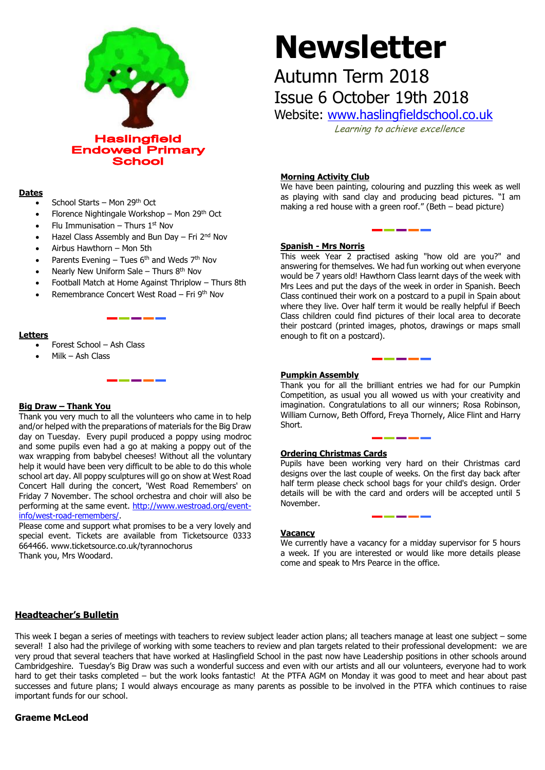Haslingfield Endowed Primary School

# Newsletter

Autumn Term 2018

Issue 6 October 19th 2018

Website: [www.haslingfieldschool.co.uk](http://www.haslingfieldschool.co.uk)

*Learning to achieve excellence*

## Dates

- School Starts – Mon 29th Oct
- Florence Nightingale Workshop – Mon 29th Oct
- Flu Immunisation – Thurs 1st Nov
- Hazel Class Assembly and Bun Day – Fri 2nd Nov
- Airbus Hawthorn – Mon 5th
- Parents Evening – Tues 6th and Weds 7th Nov
- Nearly New Uniform Sale – Thurs 8th Nov
- Football Match at Home Against Thriplow – Thurs 8th
- Remembrance Concert West Road – Fri 9th Nov

## Letters

- Forest School – Ash Class
- Milk – Ash Class

## Big Draw – Thank You

Thank you very much to all the volunteers who came in to help and/or helped with the preparations of materials for the Big Draw day on Tuesday. Every pupil produced a poppy using modroc and some pupils even had a go at making a poppy out of the wax wrapping from babybel cheeses! Without all the voluntary help it would have been very difficult to be able to do this whole school art day. All poppy sculptures will go on show at West Road Concert Hall during the concert, 'West Road Remembers' on Friday 7 November. The school orchestra and choir will also be performing at the same event. [http://www.westroad.org/event-info/west-road-remembers/](http://www.westroad.org/event-info/west-road-remembers/).
Please come and support what promises to be a very lovely and special event. Tickets are available from Ticketsource 0333 664466. www.ticketsource.co.uk/tyrannochorus
Thank you, Mrs Woodard.

## Morning Activity Club

We have been painting, colouring and puzzling this week as well as playing with sand clay and producing bead pictures. "I am making a red house with a green roof." (Beth – bead picture)

## Spanish - Mrs Norris

This week Year 2 practised asking "how old are you?" and answering for themselves. We had fun working out when everyone would be 7 years old! Hawthorn Class learnt days of the week with Mrs Lees and put the days of the week in order in Spanish. Beech Class continued their work on a postcard to a pupil in Spain about where they live. Over half term it would be really helpful if Beech Class children could find pictures of their local area to decorate their postcard (printed images, photos, drawings or maps small enough to fit on a postcard).

## Pumpkin Assembly

Thank you for all the brilliant entries we had for our Pumpkin Competition, as usual you all wowed us with your creativity and imagination. Congratulations to all our winners; Rosa Robinson, William Curnow, Beth Offord, Freya Thornely, Alice Flint and Harry Short.

## Ordering Christmas Cards

Pupils have been working very hard on their Christmas card designs over the last couple of weeks. On the first day back after half term please check school bags for your child's design. Order details will be with the card and orders will be accepted until 5 November.

## Vacancy

We currently have a vacancy for a midday supervisor for 5 hours a week. If you are interested or would like more details please come and speak to Mrs Pearce in the office.

## Headteacher's Bulletin

This week I began a series of meetings with teachers to review subject leader action plans; all teachers manage at least one subject – some several! I also had the privilege of working with some teachers to review and plan targets related to their professional development: we are very proud that several teachers that have worked at Haslingfield School in the past now have Leadership positions in other schools around Cambridgeshire. Tuesday's Big Draw was such a wonderful success and even with our artists and all our volunteers, everyone had to work hard to get their tasks completed – but the work looks fantastic! At the PTFA AGM on Monday it was good to meet and hear about past successes and future plans; I would always encourage as many parents as possible to be involved in the PTFA which continues to raise important funds for our school.

**Graeme McLeod**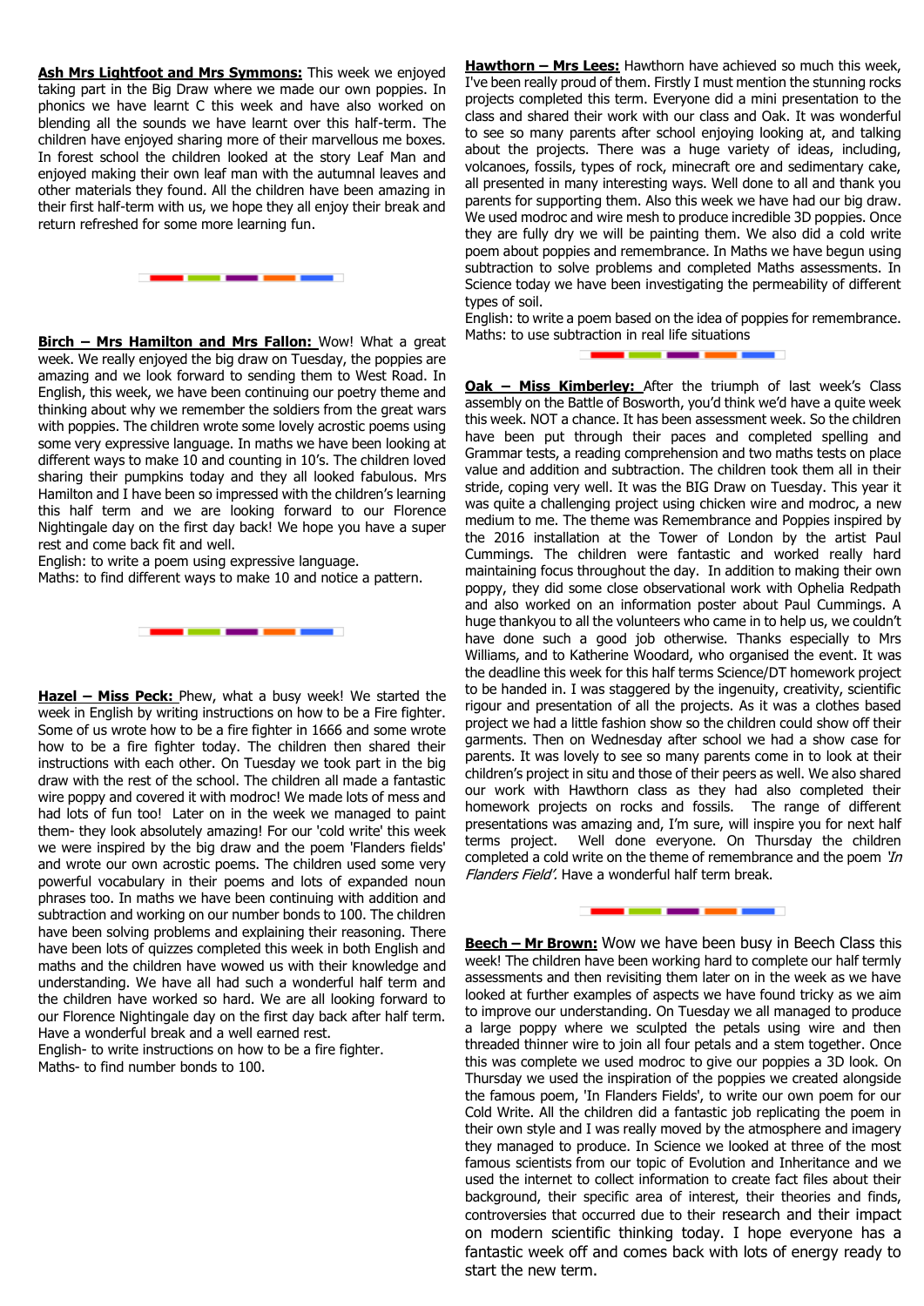**Ash Mrs Lightfoot and Mrs Symmons:** This week we enjoyed taking part in the Big Draw where we made our own poppies. In phonics we have learnt C this week and have also worked on blending all the sounds we have learnt over this half-term. The children have enjoyed sharing more of their marvellous me boxes. In forest school the children looked at the story Leaf Man and enjoyed making their own leaf man with the autumnal leaves and other materials they found. All the children have been amazing in their first half-term with us, we hope they all enjoy their break and return refreshed for some more learning fun.

**Birch – Mrs Hamilton and Mrs Fallon:** Wow! What a great week. We really enjoyed the big draw on Tuesday, the poppies are amazing and we look forward to sending them to West Road. In English, this week, we have been continuing our poetry theme and thinking about why we remember the soldiers from the great wars with poppies. The children wrote some lovely acrostic poems using some very expressive language. In maths we have been looking at different ways to make 10 and counting in 10's. The children loved sharing their pumpkins today and they all looked fabulous. Mrs Hamilton and I have been so impressed with the children's learning this half term and we are looking forward to our Florence Nightingale day on the first day back! We hope you have a super rest and come back fit and well.

English: to write a poem using expressive language.
Maths: to find different ways to make 10 and notice a pattern.

**Hazel – Miss Peck:** Phew, what a busy week! We started the week in English by writing instructions on how to be a Fire fighter. Some of us wrote how to be a fire fighter in 1666 and some wrote how to be a fire fighter today. The children then shared their instructions with each other. On Tuesday we took part in the big draw with the rest of the school. The children all made a fantastic wire poppy and covered it with modroc! We made lots of mess and had lots of fun too! Later on in the week we managed to paint them- they look absolutely amazing! For our 'cold write' this week we were inspired by the big draw and the poem 'Flanders fields' and wrote our own acrostic poems. The children used some very powerful vocabulary in their poems and lots of expanded noun phrases too. In maths we have been continuing with addition and subtraction and working on our number bonds to 100. The children have been solving problems and explaining their reasoning. There have been lots of quizzes completed this week in both English and maths and the children have wowed us with their knowledge and understanding. We have all had such a wonderful half term and the children have worked so hard. We are all looking forward to our Florence Nightingale day on the first day back after half term. Have a wonderful break and a well earned rest.

English- to write instructions on how to be a fire fighter.
Maths- to find number bonds to 100.

**Hawthorn – Mrs Lees:** Hawthorn have achieved so much this week, I've been really proud of them. Firstly I must mention the stunning rocks projects completed this term. Everyone did a mini presentation to the class and shared their work with our class and Oak. It was wonderful to see so many parents after school enjoying looking at, and talking about the projects. There was a huge variety of ideas, including, volcanoes, fossils, types of rock, minecraft ore and sedimentary cake, all presented in many interesting ways. Well done to all and thank you parents for supporting them. Also this week we have had our big draw. We used modroc and wire mesh to produce incredible 3D poppies. Once they are fully dry we will be painting them. We also did a cold write poem about poppies and remembrance. In Maths we have begun using subtraction to solve problems and completed Maths assessments. In Science today we have been investigating the permeability of different types of soil.

English: to write a poem based on the idea of poppies for remembrance.
Maths: to use subtraction in real life situations

**Oak – Miss Kimberley:** After the triumph of last week's Class assembly on the Battle of Bosworth, you'd think we'd have a quite week this week. NOT a chance. It has been assessment week. So the children have been put through their paces and completed spelling and Grammar tests, a reading comprehension and two maths tests on place value and addition and subtraction. The children took them all in their stride, coping very well. It was the BIG Draw on Tuesday. This year it was quite a challenging project using chicken wire and modroc, a new medium to me. The theme was Remembrance and Poppies inspired by the 2016 installation at the Tower of London by the artist Paul Cummings. The children were fantastic and worked really hard maintaining focus throughout the day. In addition to making their own poppy, they did some close observational work with Ophelia Redpath and also worked on an information poster about Paul Cummings. A huge thankyou to all the volunteers who came in to help us, we couldn't have done such a good job otherwise. Thanks especially to Mrs Williams, and to Katherine Woodard, who organised the event. It was the deadline this week for this half terms Science/DT homework project to be handed in. I was staggered by the ingenuity, creativity, scientific rigour and presentation of all the projects. As it was a clothes based project we had a little fashion show so the children could show off their garments. Then on Wednesday after school we had a show case for parents. It was lovely to see so many parents come in to look at their children's project in situ and those of their peers as well. We also shared our work with Hawthorn class as they had also completed their homework projects on rocks and fossils. The range of different presentations was amazing and, I'm sure, will inspire you for next half terms project. Well done everyone. On Thursday the children completed a cold write on the theme of remembrance and the poem *'In Flanders Field'.* Have a wonderful half term break.

**Beech – Mr Brown:** Wow we have been busy in Beech Class this week! The children have been working hard to complete our half termly assessments and then revisiting them later on in the week as we have looked at further examples of aspects we have found tricky as we aim to improve our understanding. On Tuesday we all managed to produce a large poppy where we sculpted the petals using wire and then threaded thinner wire to join all four petals and a stem together. Once this was complete we used modroc to give our poppies a 3D look. On Thursday we used the inspiration of the poppies we created alongside the famous poem, 'In Flanders Fields', to write our own poem for our Cold Write. All the children did a fantastic job replicating the poem in their own style and I was really moved by the atmosphere and imagery they managed to produce. In Science we looked at three of the most famous scientists from our topic of Evolution and Inheritance and we used the internet to collect information to create fact files about their background, their specific area of interest, their theories and finds, controversies that occurred due to their research and their impact on modern scientific thinking today. I hope everyone has a fantastic week off and comes back with lots of energy ready to start the new term.